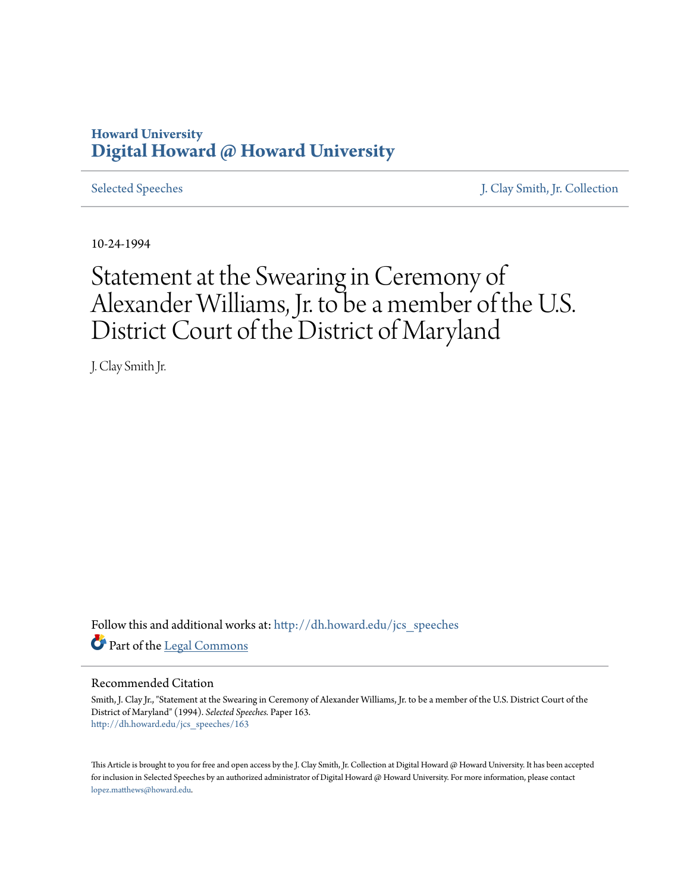Howard University
**Digital Howard @ Howard University**

Selected Speeches | J. Clay Smith, Jr. Collection

10-24-1994

# Statement at the Swearing in Ceremony of Alexander Williams, Jr. to be a member of the U.S. District Court of the District of Maryland

J. Clay Smith Jr.

Follow this and additional works at: http://dh.howard.edu/jcs_speeches

Part of the Legal Commons

## Recommended Citation

Smith, J. Clay Jr., "Statement at the Swearing in Ceremony of Alexander Williams, Jr. to be a member of the U.S. District Court of the District of Maryland" (1994). *Selected Speeches.* Paper 163.
http://dh.howard.edu/jcs_speeches/163

This Article is brought to you for free and open access by the J. Clay Smith, Jr. Collection at Digital Howard @ Howard University. It has been accepted for inclusion in Selected Speeches by an authorized administrator of Digital Howard @ Howard University. For more information, please contact lopez.matthews@howard.edu.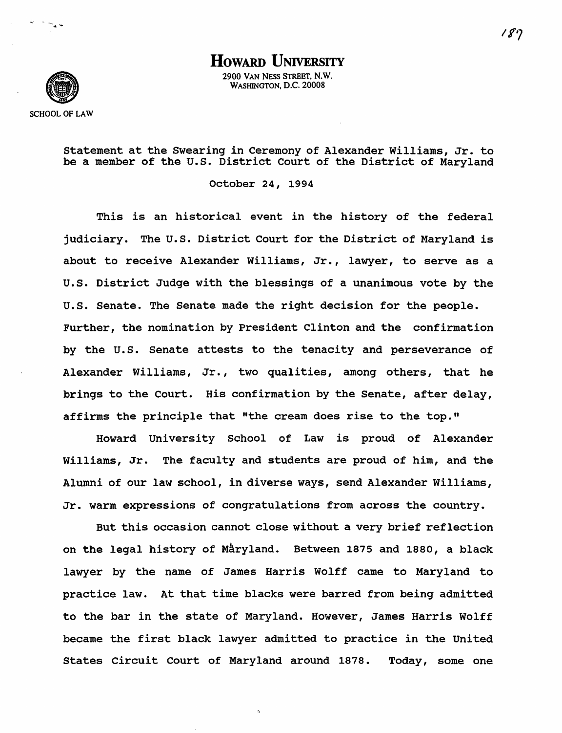# Howard University

2900 Van Ness Street, N.W.
Washington, D.C. 20008

School of Law

Statement at the Swearing in Ceremony of Alexander Williams, Jr. to be a member of the U.S. District Court of the District of Maryland

October 24, 1994

This is an historical event in the history of the federal judiciary. The U.S. District Court for the District of Maryland is about to receive Alexander Williams, Jr., lawyer, to serve as a U.S. District Judge with the blessings of a unanimous vote by the U.S. Senate. The Senate made the right decision for the people. Further, the nomination by President Clinton and the confirmation by the U.S. Senate attests to the tenacity and perseverance of Alexander Williams, Jr., two qualities, among others, that he brings to the Court. His confirmation by the Senate, after delay, affirms the principle that "the cream does rise to the top."

Howard University School of Law is proud of Alexander Williams, Jr. The faculty and students are proud of him, and the Alumni of our law school, in diverse ways, send Alexander Williams, Jr. warm expressions of congratulations from across the country.

But this occasion cannot close without a very brief reflection on the legal history of Maryland. Between 1875 and 1880, a black lawyer by the name of James Harris Wolff came to Maryland to practice law. At that time blacks were barred from being admitted to the bar in the state of Maryland. However, James Harris Wolff became the first black lawyer admitted to practice in the United States Circuit Court of Maryland around 1878. Today, some one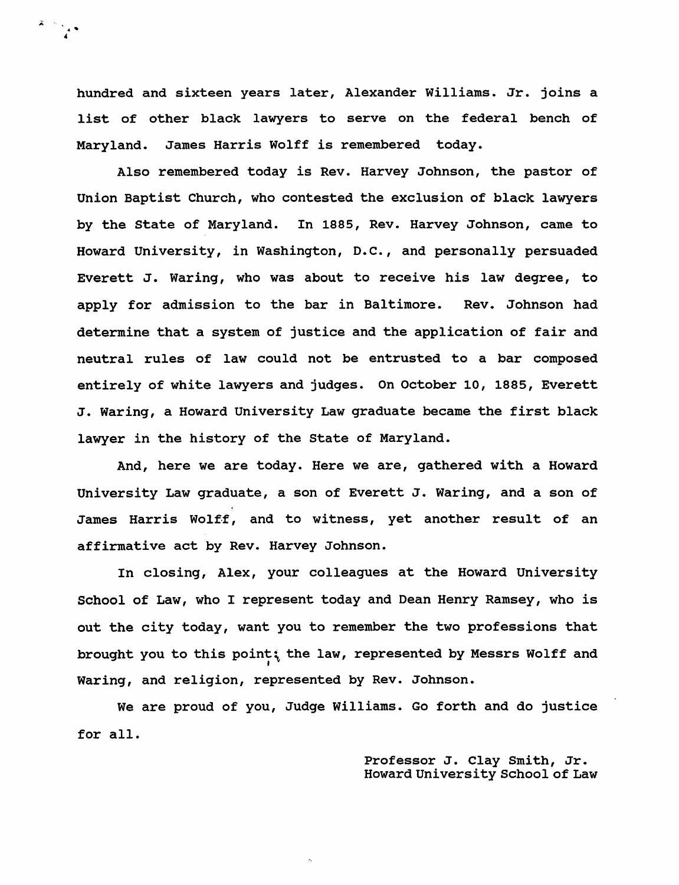hundred and sixteen years later, Alexander Williams. Jr. joins a list of other black lawyers to serve on the federal bench of Maryland. James Harris Wolff is remembered today.

Also remembered today is Rev. Harvey Johnson, the pastor of Union Baptist Church, who contested the exclusion of black lawyers by the State of Maryland. In 1885, Rev. Harvey Johnson, came to Howard University, in Washington, D.C., and personally persuaded Everett J. Waring, who was about to receive his law degree, to apply for admission to the bar in Baltimore. Rev. Johnson had determine that a system of justice and the application of fair and neutral rules of law could not be entrusted to a bar composed entirely of white lawyers and judges. On October 10, 1885, Everett J. Waring, a Howard University Law graduate became the first black lawyer in the history of the State of Maryland.

And, here we are today. Here we are, gathered with a Howard University Law graduate, a son of Everett J. Waring, and a son of James Harris Wolff, and to witness, yet another result of an affirmative act by Rev. Harvey Johnson.

In closing, Alex, your colleagues at the Howard University School of Law, who I represent today and Dean Henry Ramsey, who is out the city today, want you to remember the two professions that brought you to this point; the law, represented by Messrs Wolff and Waring, and religion, represented by Rev. Johnson.

We are proud of you, Judge Williams. Go forth and do justice for all.

Professor J. Clay Smith, Jr.
Howard University School of Law